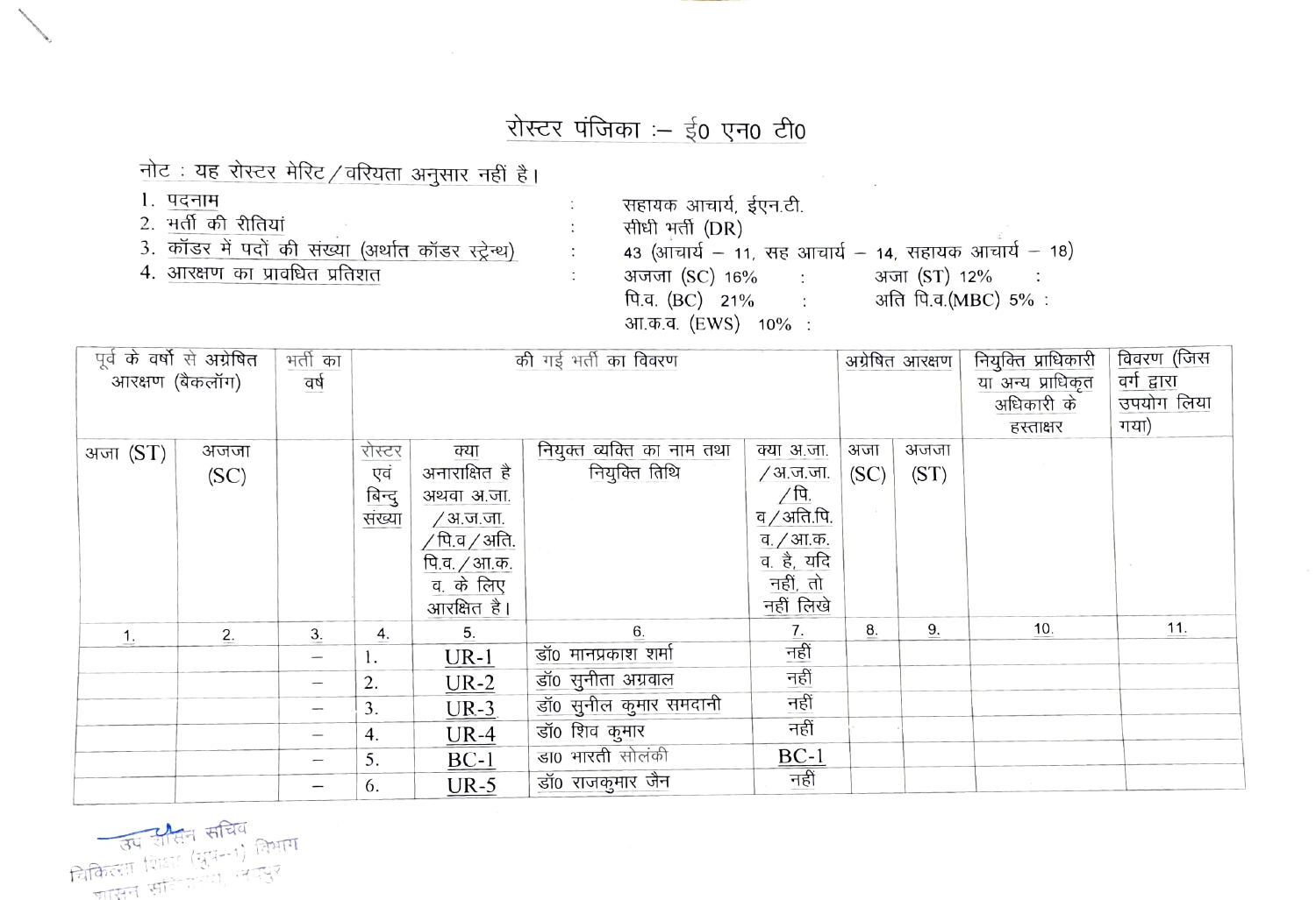# रोस्टर पंजिका :– ई० एन० टी०

नोट : यह रोस्टर मेरिट / वरियता अनुसार नहीं है।

1. पदनाम : सहायक आचार्य, ईएन.टी.
2. भर्ती की रीतियां : सीधी भर्ती (DR)
3. कॉडर में पदों की संख्या (अर्थात कॉडर स्ट्रेन्थ) : 43 (आचार्य – 11, सह आचार्य – 14, सहायक आचार्य – 18)
4. आरक्षण का प्रावधित प्रतिशत : अजजा (SC) 16% : अजा (ST) 12% :
   पि.व. (BC) 21% : अति पि.व.(MBC) 5% :
   आ.क.व. (EWS) 10% :

| पूर्व के वर्षो से अग्रेषित आरक्षण (बैकलॉग) | | भर्ती का वर्ष | की गई भर्ती का विवरण | | | | अग्रेषित आरक्षण | | नियुक्ति प्राधिकारी या अन्य प्राधिकृत अधिकारी के हस्ताक्षर | विवरण (जिस वर्ग द्वारा उपयोग लिया गया) |
|---|---|---|---|---|---|---|---|---|---|---|
| अजा (ST) | अजजा (SC) | | रोस्टर एवं बिन्दु संख्या | क्या अनारक्षित है अथवा अ.जा. / अ.ज.जा. / पि.व / अति. पि.व. / आ.क. व. के लिए आरक्षित है। | नियुक्त व्यक्ति का नाम तथा नियुक्ति तिथि | क्या अ.जा. / अ.ज.जा. / पि. व / अति.पि. व. / आ.क. व. है, यदि नहीं, तो नहीं लिखे | अजा (SC) | अजजा (ST) | | |
| 1. | 2. | 3. | 4. | 5. | 6. | 7. | 8. | 9. | 10. | 11. |
| | | – | 1. | UR-1 | डॉ० मानप्रकाश शर्मा | नहीं | | | | |
| | | – | 2. | UR-2 | डॉ० सुनीता अग्रवाल | नहीं | | | | |
| | | – | 3. | UR-3 | डॉ० सुनील कुमार समदानी | नहीं | | | | |
| | | – | 4. | UR-4 | डॉ० शिव कुमार | नहीं | | | | |
| | | – | 5. | BC-1 | डा० भारती सोलंकी | BC-1 | | | | |
| | | – | 6. | UR-5 | डॉ० राजकुमार जैन | नहीं | | | | |

उप शासन सचिव
चिकित्सा शिक्षा (ग्रुप-1) विभाग
शासन सचिवालय, जयपुर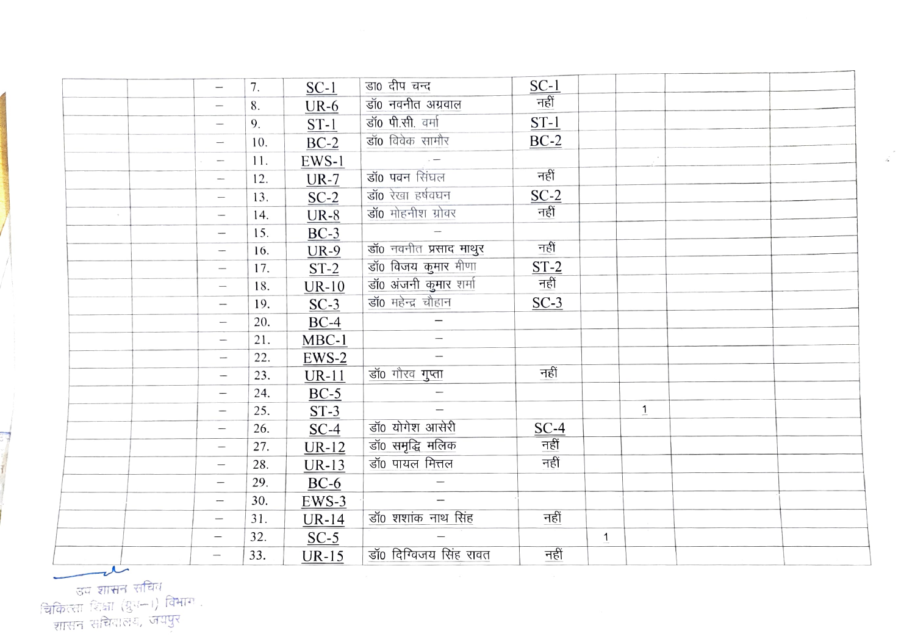| | | | | | | | | | | |
|---|---|---|---|---|---|---|---|---|---|---|
| | | – | 7. | SC-1 | डा० दीप चन्द | SC-1 | | | | |
| | | – | 8. | UR-6 | डॉ० नवनीत अग्रवाल | नहीं | | | | |
| | | – | 9. | ST-1 | डॉ० पी.सी. वर्मा | ST-1 | | | | |
| | | – | 10. | BC-2 | डॉ० विवेक सामौर | BC-2 | | | | |
| | | – | 11. | EWS-1 | – | | | | | |
| | | – | 12. | UR-7 | डॉ० पवन सिंघल | नहीं | | | | |
| | | – | 13. | SC-2 | डॉ० रेखा हर्षवघन | SC-2 | | | | |
| | | – | 14. | UR-8 | डॉ० मोहनीश ग्रोवर | नहीं | | | | |
| | | – | 15. | BC-3 | – | | | | | |
| | | – | 16. | UR-9 | डॉ० नवनीत प्रसाद माथुर | नहीं | | | | |
| | | – | 17. | ST-2 | डॉ० विजय कुमार मीणा | ST-2 | | | | |
| | | – | 18. | UR-10 | डॉ० अंजनी कुमार शर्मा | नहीं | | | | |
| | | – | 19. | SC-3 | डॉ० महेन्द्र चौहान | SC-3 | | | | |
| | | – | 20. | BC-4 | – | | | | | |
| | | – | 21. | MBC-1 | – | | | | | |
| | | – | 22. | EWS-2 | – | | | | | |
| | | – | 23. | UR-11 | डॉ० गौरव गुप्ता | नहीं | | | | |
| | | – | 24. | BC-5 | – | | | | | |
| | | – | 25. | ST-3 | – | | | 1 | | |
| | | – | 26. | SC-4 | डॉ० योगेश आसेरी | SC-4 | | | | |
| | | – | 27. | UR-12 | डॉ० समृद्धि मलिक | नहीं | | | | |
| | | – | 28. | UR-13 | डॉ० पायल मित्तल | नहीं | | | | |
| | | – | 29. | BC-6 | – | | | | | |
| | | – | 30. | EWS-3 | – | | | | | |
| | | – | 31. | UR-14 | डॉ० शशांक नाथ सिंह | नहीं | | | | |
| | | – | 32. | SC-5 | – | | 1 | | | |
| | | – | 33. | UR-15 | डॉ० दिग्विजय सिंह रावत | नहीं | | | | |

उप शासन सचिव
चिकित्सा शिक्षा (ग्रुप-1) विभाग
शासन सचिवालय, जयपुर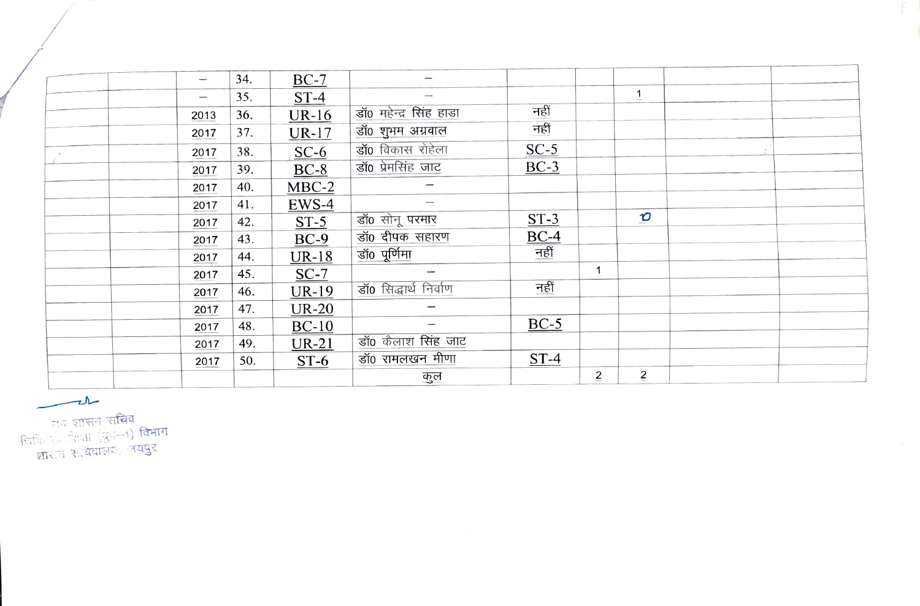| | | | | | | | | | | |
|---|---|---|---|---|---|---|---|---|---|---|
| | | – | 34. | BC-7 | – | | | | | |
| | | – | 35. | ST-4 | – | | | 1 | | |
| | | 2013 | 36. | UR-16 | डॉ0 महेन्द्र सिंह हाडा | नहीं | | | | |
| | | 2017 | 37. | UR-17 | डॉ0 शुभम अग्रवाल | नहीं | | | | |
| | | 2017 | 38. | SC-6 | डॉ0 विकास रोहेला | SC-5 | | | | |
| | | 2017 | 39. | BC-8 | डॉ0 प्रेमसिंह जाट | BC-3 | | | | |
| | | 2017 | 40. | MBC-2 | – | | | | | |
| | | 2017 | 41. | EWS-4 | – | | | | | |
| | | 2017 | 42. | ST-5 | डॉ0 सोनू परमार | ST-3 | | 10 | | |
| | | 2017 | 43. | BC-9 | डॉ0 दीपक सहारण | BC-4 | | | | |
| | | 2017 | 44. | UR-18 | डॉ0 पूर्णिमा | नहीं | | | | |
| | | 2017 | 45. | SC-7 | – | | 1 | | | |
| | | 2017 | 46. | UR-19 | डॉ0 सिद्धार्थ निर्वाण | नहीं | | | | |
| | | 2017 | 47. | UR-20 | – | | | | | |
| | | 2017 | 48. | BC-10 | – | BC-5 | | | | |
| | | 2017 | 49. | UR-21 | डॉ0 कैलाश सिंह जाट | | | | | |
| | | 2017 | 50. | ST-6 | डॉ0 रामलखन मीणा | ST-4 | | | | |
| | | | | | कुल | | 2 | 2 | | |

उप शासन सचिव
चिकित्सा शिक्षा (ग्रुप-1) विभाग
शासन सचिवालय, जयपुर